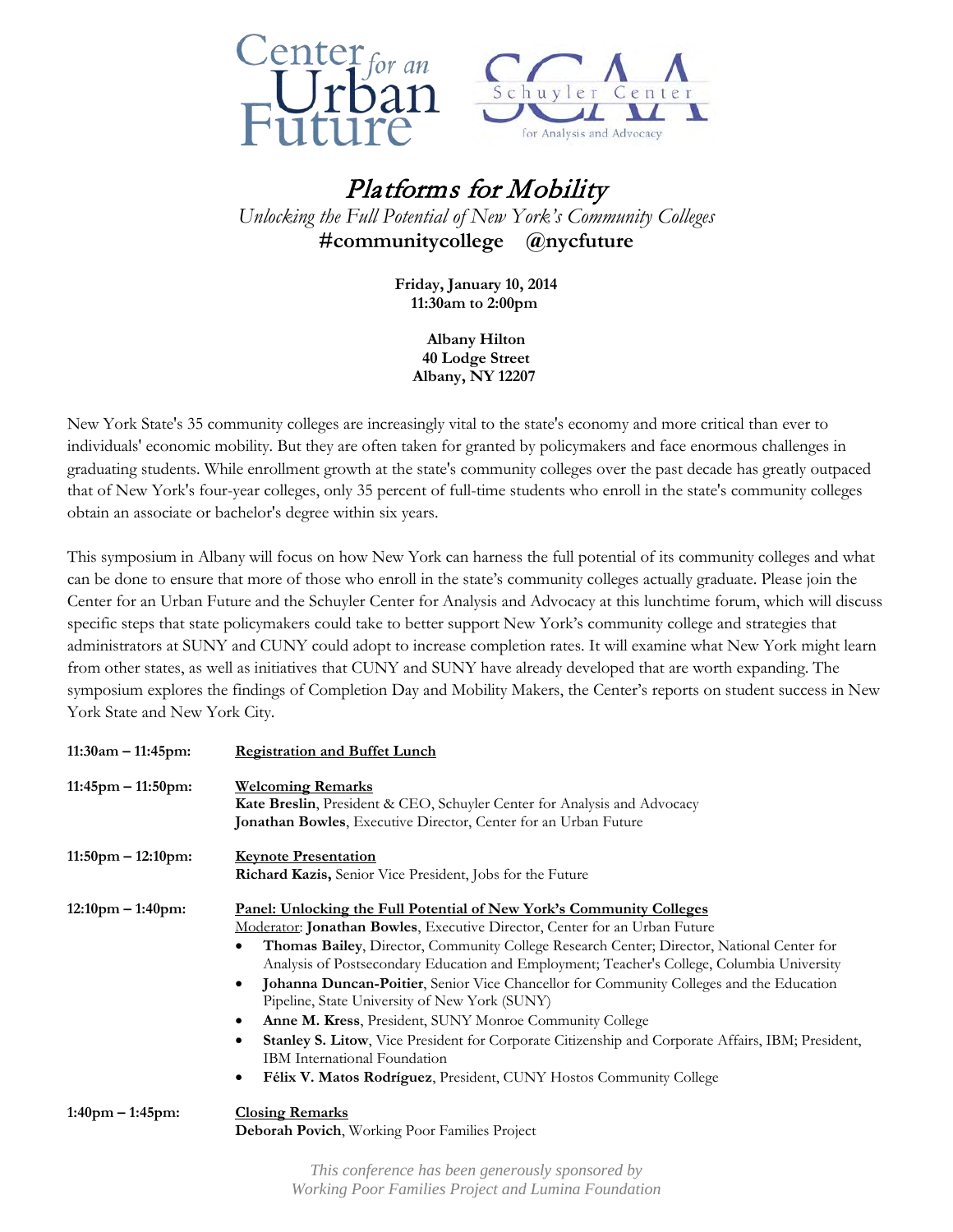Center for an Urban Future

Schuyler Center for Analysis and Advocacy

# *Platforms for Mobility*

*Unlocking the Full Potential of New York's Community Colleges*

**#communitycollege @nycfuture**

**Friday, January 10, 2014**
**11:30am to 2:00pm**

**Albany Hilton**
**40 Lodge Street**
**Albany, NY 12207**

New York State's 35 community colleges are increasingly vital to the state's economy and more critical than ever to individuals' economic mobility. But they are often taken for granted by policymakers and face enormous challenges in graduating students. While enrollment growth at the state's community colleges over the past decade has greatly outpaced that of New York's four-year colleges, only 35 percent of full-time students who enroll in the state's community colleges obtain an associate or bachelor's degree within six years.

This symposium in Albany will focus on how New York can harness the full potential of its community colleges and what can be done to ensure that more of those who enroll in the state's community colleges actually graduate. Please join the Center for an Urban Future and the Schuyler Center for Analysis and Advocacy at this lunchtime forum, which will discuss specific steps that state policymakers could take to better support New York's community college and strategies that administrators at SUNY and CUNY could adopt to increase completion rates. It will examine what New York might learn from other states, as well as initiatives that CUNY and SUNY have already developed that are worth expanding. The symposium explores the findings of Completion Day and Mobility Makers, the Center's reports on student success in New York State and New York City.

**11:30am – 11:45pm:** **Registration and Buffet Lunch**

**11:45pm – 11:50pm:** **Welcoming Remarks**
**Kate Breslin**, President & CEO, Schuyler Center for Analysis and Advocacy
**Jonathan Bowles**, Executive Director, Center for an Urban Future

**11:50pm – 12:10pm:** **Keynote Presentation**
**Richard Kazis,** Senior Vice President, Jobs for the Future

**12:10pm – 1:40pm:** **Panel: Unlocking the Full Potential of New York's Community Colleges**
Moderator: **Jonathan Bowles**, Executive Director, Center for an Urban Future

- **Thomas Bailey**, Director, Community College Research Center; Director, National Center for Analysis of Postsecondary Education and Employment; Teacher's College, Columbia University
- **Johanna Duncan-Poitier**, Senior Vice Chancellor for Community Colleges and the Education Pipeline, State University of New York (SUNY)
- **Anne M. Kress**, President, SUNY Monroe Community College
- **Stanley S. Litow**, Vice President for Corporate Citizenship and Corporate Affairs, IBM; President, IBM International Foundation
- **Félix V. Matos Rodríguez**, President, CUNY Hostos Community College

**1:40pm – 1:45pm:** **Closing Remarks**
**Deborah Povich**, Working Poor Families Project

*This conference has been generously sponsored by Working Poor Families Project and Lumina Foundation*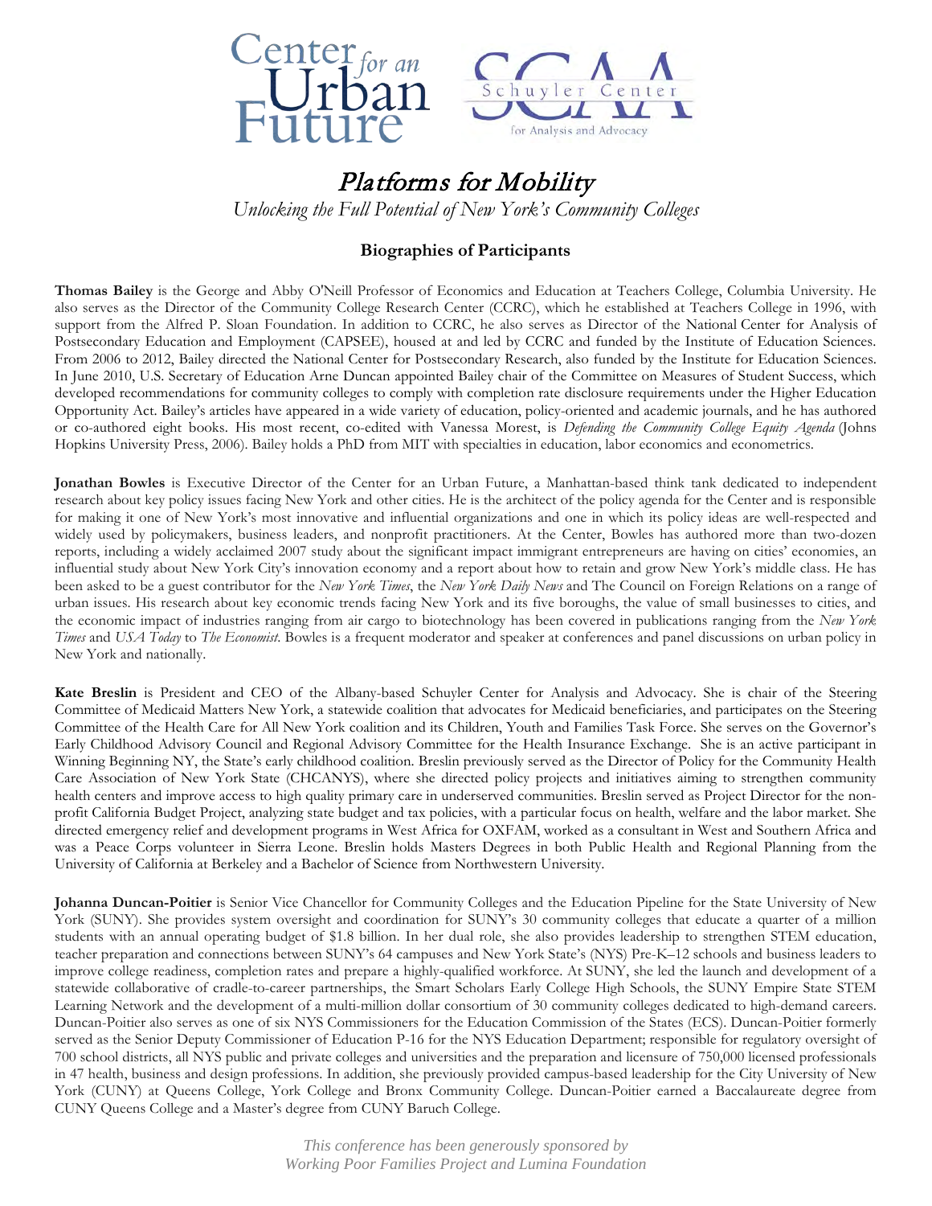# *Platforms for Mobility*

*Unlocking the Full Potential of New York's Community Colleges*

## Biographies of Participants

**Thomas Bailey** is the George and Abby O'Neill Professor of Economics and Education at Teachers College, Columbia University. He also serves as the Director of the Community College Research Center (CCRC), which he established at Teachers College in 1996, with support from the Alfred P. Sloan Foundation. In addition to CCRC, he also serves as Director of the National Center for Analysis of Postsecondary Education and Employment (CAPSEE), housed at and led by CCRC and funded by the Institute of Education Sciences. From 2006 to 2012, Bailey directed the National Center for Postsecondary Research, also funded by the Institute for Education Sciences. In June 2010, U.S. Secretary of Education Arne Duncan appointed Bailey chair of the Committee on Measures of Student Success, which developed recommendations for community colleges to comply with completion rate disclosure requirements under the Higher Education Opportunity Act. Bailey's articles have appeared in a wide variety of education, policy-oriented and academic journals, and he has authored or co-authored eight books. His most recent, co-edited with Vanessa Morest, is *Defending the Community College Equity Agenda* (Johns Hopkins University Press, 2006). Bailey holds a PhD from MIT with specialties in education, labor economics and econometrics.

**Jonathan Bowles** is Executive Director of the Center for an Urban Future, a Manhattan-based think tank dedicated to independent research about key policy issues facing New York and other cities. He is the architect of the policy agenda for the Center and is responsible for making it one of New York's most innovative and influential organizations and one in which its policy ideas are well-respected and widely used by policymakers, business leaders, and nonprofit practitioners. At the Center, Bowles has authored more than two-dozen reports, including a widely acclaimed 2007 study about the significant impact immigrant entrepreneurs are having on cities' economies, an influential study about New York City's innovation economy and a report about how to retain and grow New York's middle class. He has been asked to be a guest contributor for the *New York Times*, the *New York Daily News* and The Council on Foreign Relations on a range of urban issues. His research about key economic trends facing New York and its five boroughs, the value of small businesses to cities, and the economic impact of industries ranging from air cargo to biotechnology has been covered in publications ranging from the *New York Times* and *USA Today* to *The Economist*. Bowles is a frequent moderator and speaker at conferences and panel discussions on urban policy in New York and nationally.

**Kate Breslin** is President and CEO of the Albany-based Schuyler Center for Analysis and Advocacy. She is chair of the Steering Committee of Medicaid Matters New York, a statewide coalition that advocates for Medicaid beneficiaries, and participates on the Steering Committee of the Health Care for All New York coalition and its Children, Youth and Families Task Force. She serves on the Governor's Early Childhood Advisory Council and Regional Advisory Committee for the Health Insurance Exchange. She is an active participant in Winning Beginning NY, the State's early childhood coalition. Breslin previously served as the Director of Policy for the Community Health Care Association of New York State (CHCANYS), where she directed policy projects and initiatives aiming to strengthen community health centers and improve access to high quality primary care in underserved communities. Breslin served as Project Director for the non-profit California Budget Project, analyzing state budget and tax policies, with a particular focus on health, welfare and the labor market. She directed emergency relief and development programs in West Africa for OXFAM, worked as a consultant in West and Southern Africa and was a Peace Corps volunteer in Sierra Leone. Breslin holds Masters Degrees in both Public Health and Regional Planning from the University of California at Berkeley and a Bachelor of Science from Northwestern University.

**Johanna Duncan-Poitier** is Senior Vice Chancellor for Community Colleges and the Education Pipeline for the State University of New York (SUNY). She provides system oversight and coordination for SUNY's 30 community colleges that educate a quarter of a million students with an annual operating budget of $1.8 billion. In her dual role, she also provides leadership to strengthen STEM education, teacher preparation and connections between SUNY's 64 campuses and New York State's (NYS) Pre-K–12 schools and business leaders to improve college readiness, completion rates and prepare a highly-qualified workforce. At SUNY, she led the launch and development of a statewide collaborative of cradle-to-career partnerships, the Smart Scholars Early College High Schools, the SUNY Empire State STEM Learning Network and the development of a multi-million dollar consortium of 30 community colleges dedicated to high-demand careers. Duncan-Poitier also serves as one of six NYS Commissioners for the Education Commission of the States (ECS). Duncan-Poitier formerly served as the Senior Deputy Commissioner of Education P-16 for the NYS Education Department; responsible for regulatory oversight of 700 school districts, all NYS public and private colleges and universities and the preparation and licensure of 750,000 licensed professionals in 47 health, business and design professions. In addition, she previously provided campus-based leadership for the City University of New York (CUNY) at Queens College, York College and Bronx Community College. Duncan-Poitier earned a Baccalaureate degree from CUNY Queens College and a Master's degree from CUNY Baruch College.

*This conference has been generously sponsored by Working Poor Families Project and Lumina Foundation*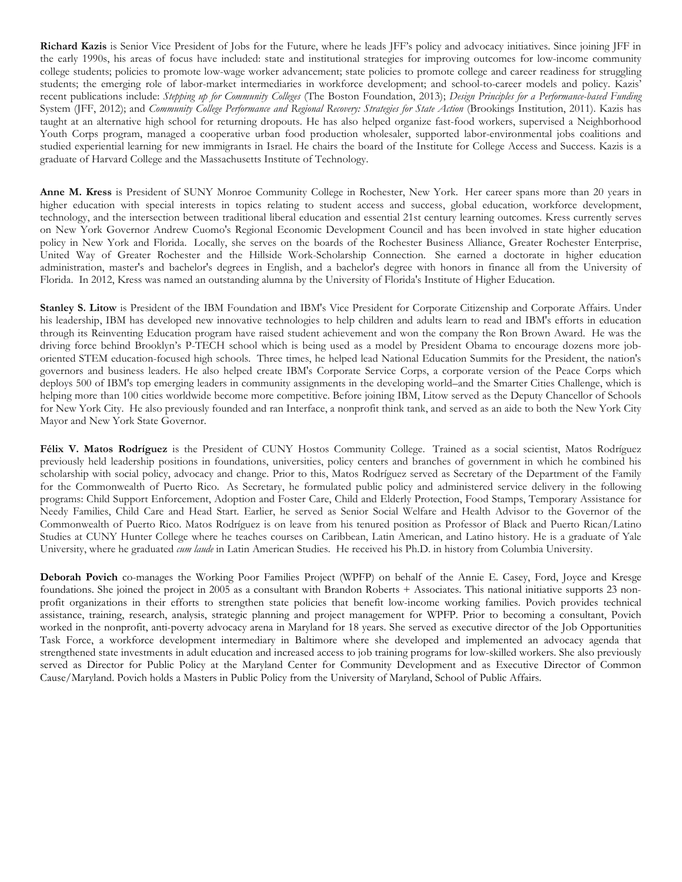**Richard Kazis** is Senior Vice President of Jobs for the Future, where he leads JFF's policy and advocacy initiatives. Since joining JFF in the early 1990s, his areas of focus have included: state and institutional strategies for improving outcomes for low-income community college students; policies to promote low-wage worker advancement; state policies to promote college and career readiness for struggling students; the emerging role of labor-market intermediaries in workforce development; and school-to-career models and policy. Kazis' recent publications include: *Stepping up for Community Colleges* (The Boston Foundation, 2013); *Design Principles for a Performance-based Funding* System (JFF, 2012); and *Community College Performance and Regional Recovery: Strategies for State Action* (Brookings Institution, 2011). Kazis has taught at an alternative high school for returning dropouts. He has also helped organize fast-food workers, supervised a Neighborhood Youth Corps program, managed a cooperative urban food production wholesaler, supported labor-environmental jobs coalitions and studied experiential learning for new immigrants in Israel. He chairs the board of the Institute for College Access and Success. Kazis is a graduate of Harvard College and the Massachusetts Institute of Technology.

**Anne M. Kress** is President of SUNY Monroe Community College in Rochester, New York. Her career spans more than 20 years in higher education with special interests in topics relating to student access and success, global education, workforce development, technology, and the intersection between traditional liberal education and essential 21st century learning outcomes. Kress currently serves on New York Governor Andrew Cuomo's Regional Economic Development Council and has been involved in state higher education policy in New York and Florida. Locally, she serves on the boards of the Rochester Business Alliance, Greater Rochester Enterprise, United Way of Greater Rochester and the Hillside Work-Scholarship Connection. She earned a doctorate in higher education administration, master's and bachelor's degrees in English, and a bachelor's degree with honors in finance all from the University of Florida. In 2012, Kress was named an outstanding alumna by the University of Florida's Institute of Higher Education.

**Stanley S. Litow** is President of the IBM Foundation and IBM's Vice President for Corporate Citizenship and Corporate Affairs. Under his leadership, IBM has developed new innovative technologies to help children and adults learn to read and IBM's efforts in education through its Reinventing Education program have raised student achievement and won the company the Ron Brown Award. He was the driving force behind Brooklyn's P-TECH school which is being used as a model by President Obama to encourage dozens more job-oriented STEM education-focused high schools. Three times, he helped lead National Education Summits for the President, the nation's governors and business leaders. He also helped create IBM's Corporate Service Corps, a corporate version of the Peace Corps which deploys 500 of IBM's top emerging leaders in community assignments in the developing world–and the Smarter Cities Challenge, which is helping more than 100 cities worldwide become more competitive. Before joining IBM, Litow served as the Deputy Chancellor of Schools for New York City. He also previously founded and ran Interface, a nonprofit think tank, and served as an aide to both the New York City Mayor and New York State Governor.

**Félix V. Matos Rodríguez** is the President of CUNY Hostos Community College. Trained as a social scientist, Matos Rodríguez previously held leadership positions in foundations, universities, policy centers and branches of government in which he combined his scholarship with social policy, advocacy and change. Prior to this, Matos Rodríguez served as Secretary of the Department of the Family for the Commonwealth of Puerto Rico. As Secretary, he formulated public policy and administered service delivery in the following programs: Child Support Enforcement, Adoption and Foster Care, Child and Elderly Protection, Food Stamps, Temporary Assistance for Needy Families, Child Care and Head Start. Earlier, he served as Senior Social Welfare and Health Advisor to the Governor of the Commonwealth of Puerto Rico. Matos Rodríguez is on leave from his tenured position as Professor of Black and Puerto Rican/Latino Studies at CUNY Hunter College where he teaches courses on Caribbean, Latin American, and Latino history. He is a graduate of Yale University, where he graduated *cum laude* in Latin American Studies. He received his Ph.D. in history from Columbia University.

**Deborah Povich** co-manages the Working Poor Families Project (WPFP) on behalf of the Annie E. Casey, Ford, Joyce and Kresge foundations. She joined the project in 2005 as a consultant with Brandon Roberts + Associates. This national initiative supports 23 non-profit organizations in their efforts to strengthen state policies that benefit low-income working families. Povich provides technical assistance, training, research, analysis, strategic planning and project management for WPFP. Prior to becoming a consultant, Povich worked in the nonprofit, anti-poverty advocacy arena in Maryland for 18 years. She served as executive director of the Job Opportunities Task Force, a workforce development intermediary in Baltimore where she developed and implemented an advocacy agenda that strengthened state investments in adult education and increased access to job training programs for low-skilled workers. She also previously served as Director for Public Policy at the Maryland Center for Community Development and as Executive Director of Common Cause/Maryland. Povich holds a Masters in Public Policy from the University of Maryland, School of Public Affairs.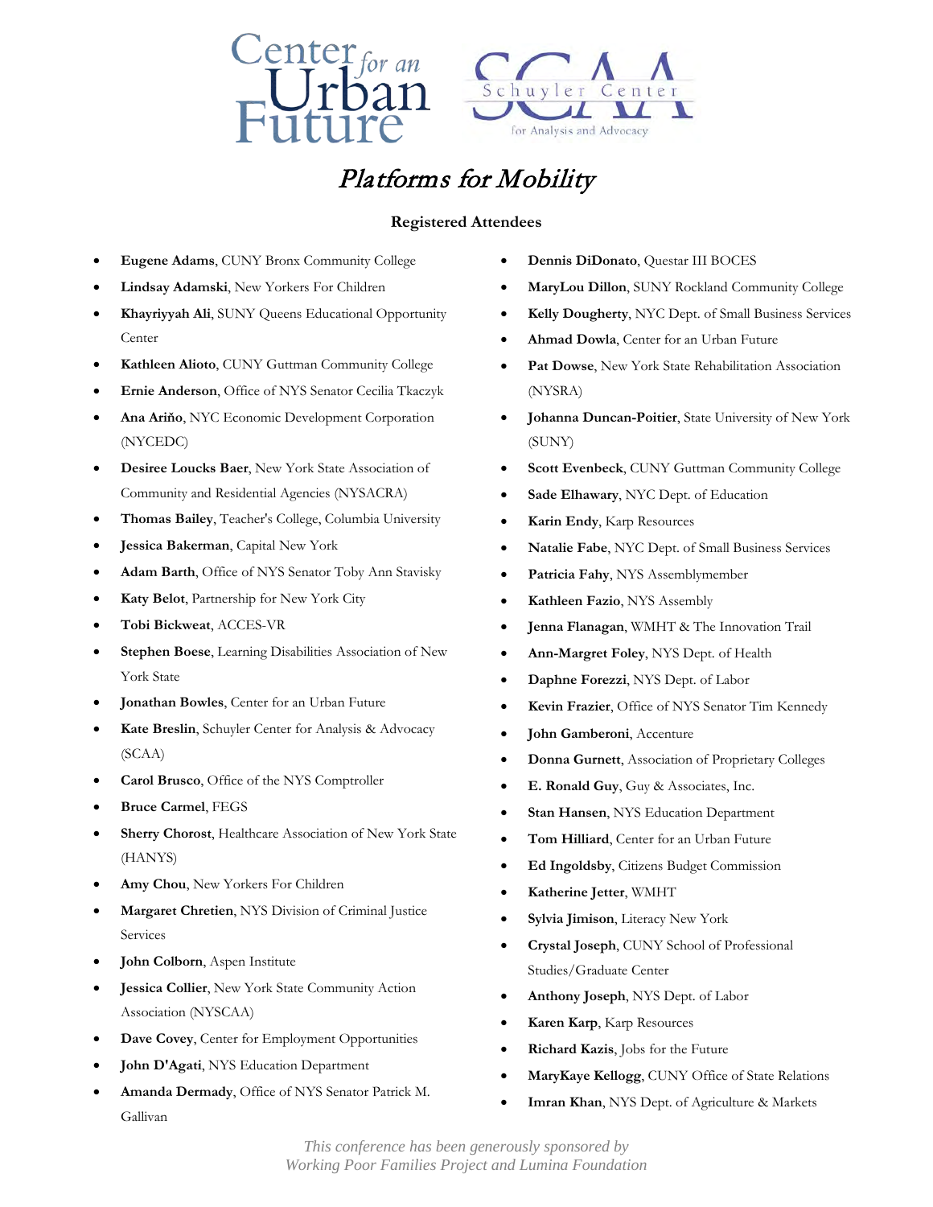# *Platforms for Mobility*

**Registered Attendees**

- **Eugene Adams**, CUNY Bronx Community College
- **Lindsay Adamski**, New Yorkers For Children
- **Khayriyyah Ali**, SUNY Queens Educational Opportunity Center
- **Kathleen Alioto**, CUNY Guttman Community College
- **Ernie Anderson**, Office of NYS Senator Cecilia Tkaczyk
- **Ana Ariño**, NYC Economic Development Corporation (NYCEDC)
- **Desiree Loucks Baer**, New York State Association of Community and Residential Agencies (NYSACRA)
- **Thomas Bailey**, Teacher's College, Columbia University
- **Jessica Bakerman**, Capital New York
- **Adam Barth**, Office of NYS Senator Toby Ann Stavisky
- **Katy Belot**, Partnership for New York City
- **Tobi Bickweat**, ACCES-VR
- **Stephen Boese**, Learning Disabilities Association of New York State
- **Jonathan Bowles**, Center for an Urban Future
- **Kate Breslin**, Schuyler Center for Analysis & Advocacy (SCAA)
- **Carol Brusco**, Office of the NYS Comptroller
- **Bruce Carmel**, FEGS
- **Sherry Chorost**, Healthcare Association of New York State (HANYS)
- **Amy Chou**, New Yorkers For Children
- **Margaret Chretien**, NYS Division of Criminal Justice Services
- **John Colborn**, Aspen Institute
- **Jessica Collier**, New York State Community Action Association (NYSCAA)
- **Dave Covey**, Center for Employment Opportunities
- **John D'Agati**, NYS Education Department
- **Amanda Dermady**, Office of NYS Senator Patrick M. Gallivan
- **Dennis DiDonato**, Questar III BOCES
- **MaryLou Dillon**, SUNY Rockland Community College
- **Kelly Dougherty**, NYC Dept. of Small Business Services
- **Ahmad Dowla**, Center for an Urban Future
- **Pat Dowse**, New York State Rehabilitation Association (NYSRA)
- **Johanna Duncan-Poitier**, State University of New York (SUNY)
- **Scott Evenbeck**, CUNY Guttman Community College
- **Sade Elhawary**, NYC Dept. of Education
- **Karin Endy**, Karp Resources
- **Natalie Fabe**, NYC Dept. of Small Business Services
- **Patricia Fahy**, NYS Assemblymember
- **Kathleen Fazio**, NYS Assembly
- **Jenna Flanagan**, WMHT & The Innovation Trail
- **Ann-Margret Foley**, NYS Dept. of Health
- **Daphne Forezzi**, NYS Dept. of Labor
- **Kevin Frazier**, Office of NYS Senator Tim Kennedy
- **John Gamberoni**, Accenture
- **Donna Gurnett**, Association of Proprietary Colleges
- **E. Ronald Guy**, Guy & Associates, Inc.
- **Stan Hansen**, NYS Education Department
- **Tom Hilliard**, Center for an Urban Future
- **Ed Ingoldsby**, Citizens Budget Commission
- **Katherine Jetter**, WMHT
- **Sylvia Jimison**, Literacy New York
- **Crystal Joseph**, CUNY School of Professional Studies/Graduate Center
- **Anthony Joseph**, NYS Dept. of Labor
- **Karen Karp**, Karp Resources
- **Richard Kazis**, Jobs for the Future
- **MaryKaye Kellogg**, CUNY Office of State Relations
- **Imran Khan**, NYS Dept. of Agriculture & Markets

*This conference has been generously sponsored by Working Poor Families Project and Lumina Foundation*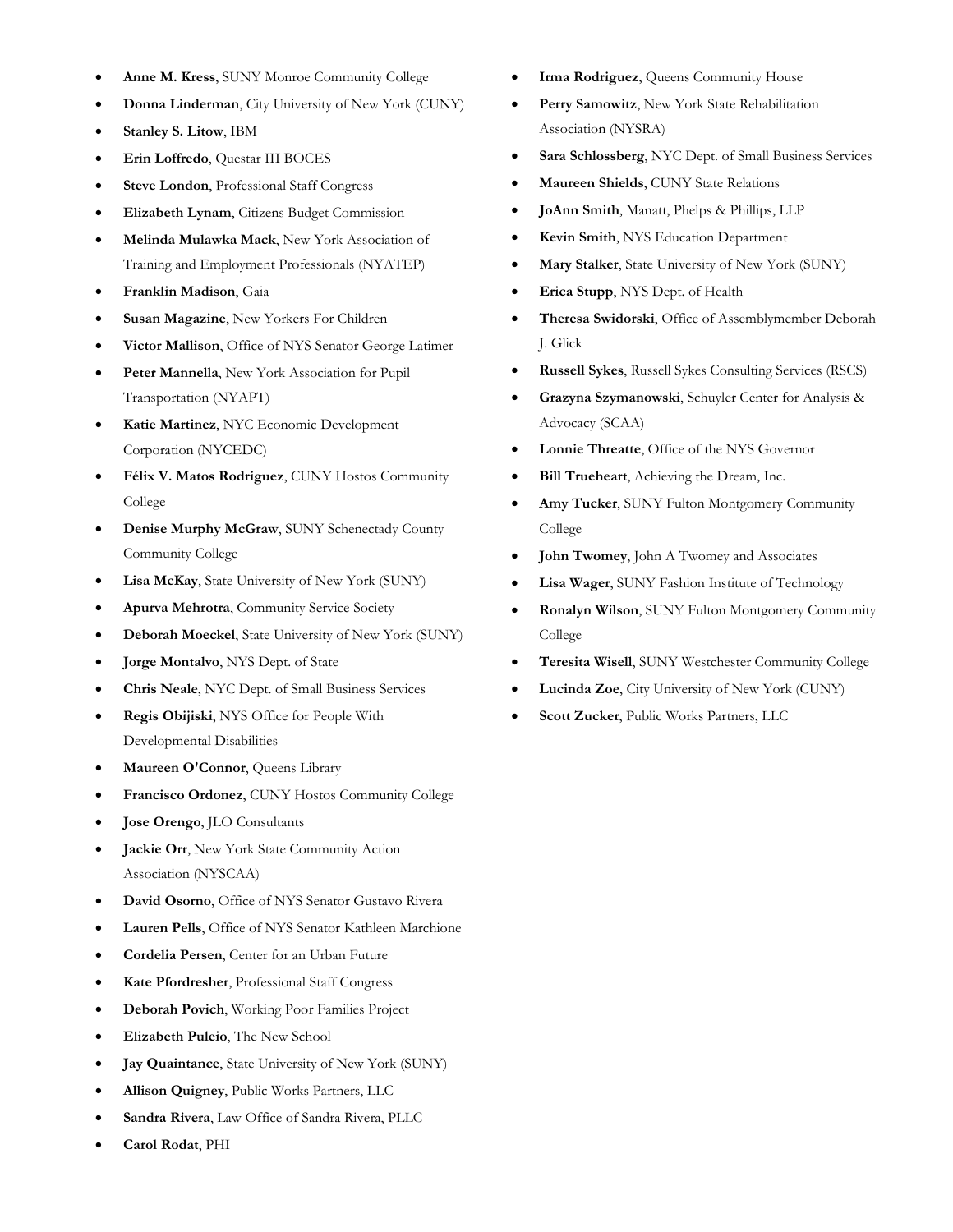- **Anne M. Kress**, SUNY Monroe Community College
- **Donna Linderman**, City University of New York (CUNY)
- **Stanley S. Litow**, IBM
- **Erin Loffredo**, Questar III BOCES
- **Steve London**, Professional Staff Congress
- **Elizabeth Lynam**, Citizens Budget Commission
- **Melinda Mulawka Mack**, New York Association of Training and Employment Professionals (NYATEP)
- **Franklin Madison**, Gaia
- **Susan Magazine**, New Yorkers For Children
- **Victor Mallison**, Office of NYS Senator George Latimer
- **Peter Mannella**, New York Association for Pupil Transportation (NYAPT)
- **Katie Martinez**, NYC Economic Development Corporation (NYCEDC)
- **Félix V. Matos Rodriguez**, CUNY Hostos Community College
- **Denise Murphy McGraw**, SUNY Schenectady County Community College
- **Lisa McKay**, State University of New York (SUNY)
- **Apurva Mehrotra**, Community Service Society
- **Deborah Moeckel**, State University of New York (SUNY)
- **Jorge Montalvo**, NYS Dept. of State
- **Chris Neale**, NYC Dept. of Small Business Services
- **Regis Obijiski**, NYS Office for People With Developmental Disabilities
- **Maureen O'Connor**, Queens Library
- **Francisco Ordonez**, CUNY Hostos Community College
- **Jose Orengo**, JLO Consultants
- **Jackie Orr**, New York State Community Action Association (NYSCAA)
- **David Osorno**, Office of NYS Senator Gustavo Rivera
- **Lauren Pells**, Office of NYS Senator Kathleen Marchione
- **Cordelia Persen**, Center for an Urban Future
- **Kate Pfordresher**, Professional Staff Congress
- **Deborah Povich**, Working Poor Families Project
- **Elizabeth Puleio**, The New School
- **Jay Quaintance**, State University of New York (SUNY)
- **Allison Quigney**, Public Works Partners, LLC
- **Sandra Rivera**, Law Office of Sandra Rivera, PLLC
- **Carol Rodat**, PHI
- **Irma Rodriguez**, Queens Community House
- **Perry Samowitz**, New York State Rehabilitation Association (NYSRA)
- **Sara Schlossberg**, NYC Dept. of Small Business Services
- **Maureen Shields**, CUNY State Relations
- **JoAnn Smith**, Manatt, Phelps & Phillips, LLP
- **Kevin Smith**, NYS Education Department
- **Mary Stalker**, State University of New York (SUNY)
- **Erica Stupp**, NYS Dept. of Health
- **Theresa Swidorski**, Office of Assemblymember Deborah J. Glick
- **Russell Sykes**, Russell Sykes Consulting Services (RSCS)
- **Grazyna Szymanowski**, Schuyler Center for Analysis & Advocacy (SCAA)
- **Lonnie Threatte**, Office of the NYS Governor
- **Bill Trueheart**, Achieving the Dream, Inc.
- **Amy Tucker**, SUNY Fulton Montgomery Community College
- **John Twomey**, John A Twomey and Associates
- **Lisa Wager**, SUNY Fashion Institute of Technology
- **Ronalyn Wilson**, SUNY Fulton Montgomery Community College
- **Teresita Wisell**, SUNY Westchester Community College
- **Lucinda Zoe**, City University of New York (CUNY)
- **Scott Zucker**, Public Works Partners, LLC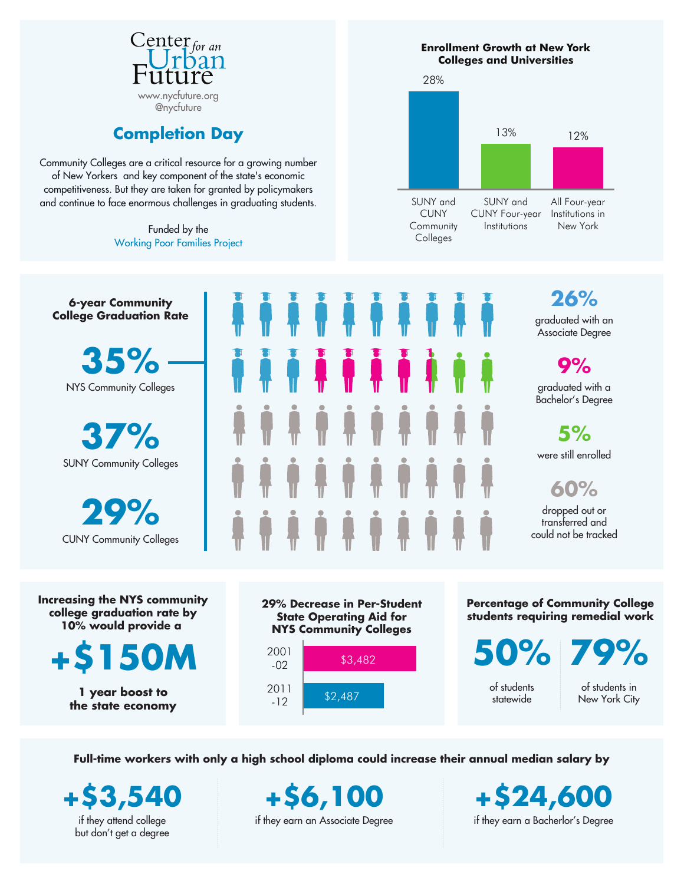Center *for an* Urban Future

www.nycfuture.org
@nycfuture

# Completion Day

Community Colleges are a critical resource for a growing number of New Yorkers and key component of the state's economic competitiveness. But they are taken for granted by policymakers and continue to face enormous challenges in graduating students.

Funded by the
Working Poor Families Project

## Enrollment Growth at New York Colleges and Universities

| Institution | Growth |
|---|---|
| SUNY and CUNY Community Colleges | 28% |
| SUNY and CUNY Four-year Institutions | 13% |
| All Four-year Institutions in New York | 12% |

## 6-year Community College Graduation Rate

**35%** NYS Community Colleges

**37%** SUNY Community Colleges

**29%** CUNY Community Colleges

**26%** graduated with an Associate Degree

**9%** graduated with a Bachelor's Degree

**5%** were still enrolled

**60%** dropped out or transferred and could not be tracked

## Increasing the NYS community college graduation rate by 10% would provide a

**+$150M**

**1 year boost to the state economy**

## 29% Decrease in Per-Student State Operating Aid for NYS Community Colleges

| Year | Aid |
|---|---|
| 2001-02 | $3,482 |
| 2011-12 | $2,487 |

## Percentage of Community College students requiring remedial work

**50%** of students statewide

**79%** of students in New York City

## Full-time workers with only a high school diploma could increase their annual median salary by

**+$3,540** if they attend college but don't get a degree

**+$6,100** if they earn an Associate Degree

**+$24,600** if they earn a Bacherlor's Degree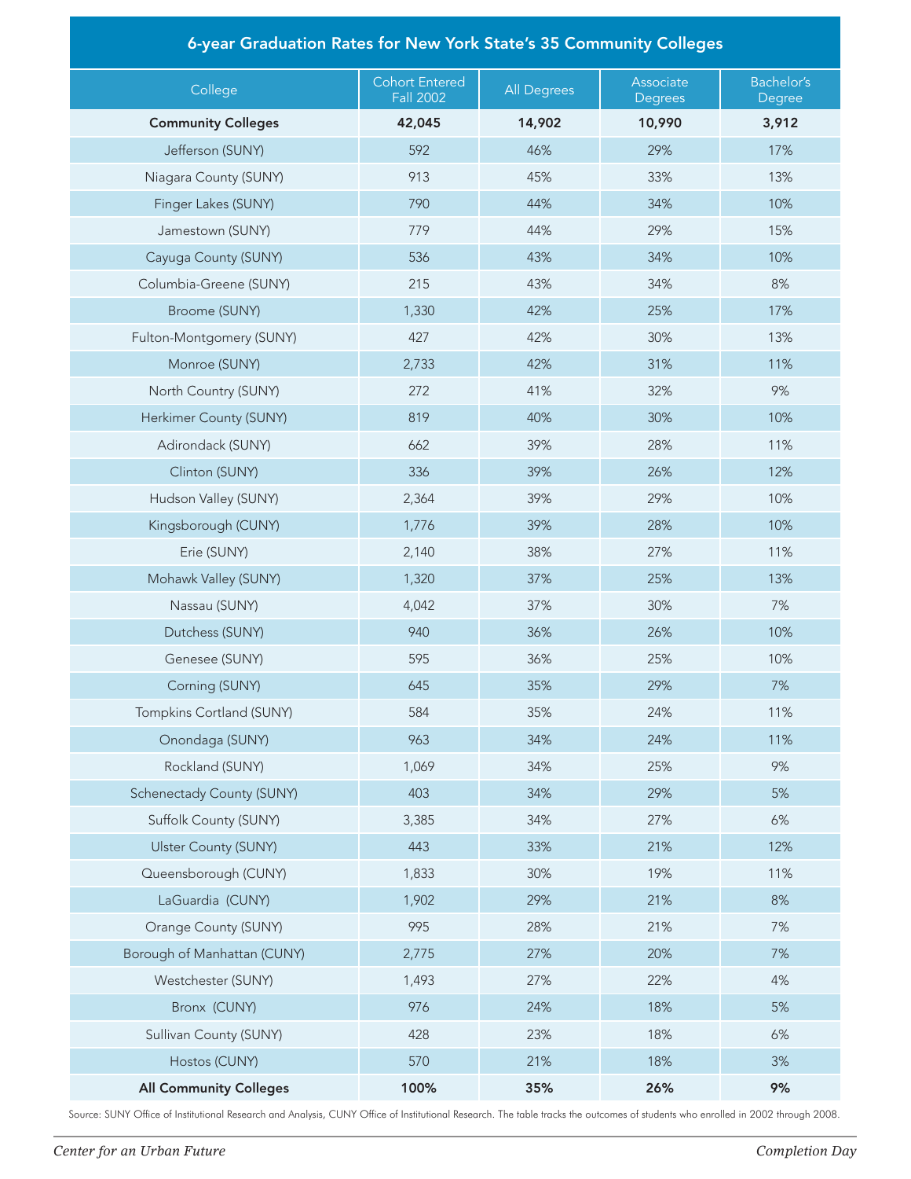| 6-year Graduation Rates for New York State's 35 Community Colleges | | | | |
|---|---|---|---|---|
| College | Cohort Entered Fall 2002 | All Degrees | Associate Degrees | Bachelor's Degree |
| **Community Colleges** | **42,045** | **14,902** | **10,990** | **3,912** |
| Jefferson (SUNY) | 592 | 46% | 29% | 17% |
| Niagara County (SUNY) | 913 | 45% | 33% | 13% |
| Finger Lakes (SUNY) | 790 | 44% | 34% | 10% |
| Jamestown (SUNY) | 779 | 44% | 29% | 15% |
| Cayuga County (SUNY) | 536 | 43% | 34% | 10% |
| Columbia-Greene (SUNY) | 215 | 43% | 34% | 8% |
| Broome (SUNY) | 1,330 | 42% | 25% | 17% |
| Fulton-Montgomery (SUNY) | 427 | 42% | 30% | 13% |
| Monroe (SUNY) | 2,733 | 42% | 31% | 11% |
| North Country (SUNY) | 272 | 41% | 32% | 9% |
| Herkimer County (SUNY) | 819 | 40% | 30% | 10% |
| Adirondack (SUNY) | 662 | 39% | 28% | 11% |
| Clinton (SUNY) | 336 | 39% | 26% | 12% |
| Hudson Valley (SUNY) | 2,364 | 39% | 29% | 10% |
| Kingsborough (CUNY) | 1,776 | 39% | 28% | 10% |
| Erie (SUNY) | 2,140 | 38% | 27% | 11% |
| Mohawk Valley (SUNY) | 1,320 | 37% | 25% | 13% |
| Nassau (SUNY) | 4,042 | 37% | 30% | 7% |
| Dutchess (SUNY) | 940 | 36% | 26% | 10% |
| Genesee (SUNY) | 595 | 36% | 25% | 10% |
| Corning (SUNY) | 645 | 35% | 29% | 7% |
| Tompkins Cortland (SUNY) | 584 | 35% | 24% | 11% |
| Onondaga (SUNY) | 963 | 34% | 24% | 11% |
| Rockland (SUNY) | 1,069 | 34% | 25% | 9% |
| Schenectady County (SUNY) | 403 | 34% | 29% | 5% |
| Suffolk County (SUNY) | 3,385 | 34% | 27% | 6% |
| Ulster County (SUNY) | 443 | 33% | 21% | 12% |
| Queensborough (CUNY) | 1,833 | 30% | 19% | 11% |
| LaGuardia (CUNY) | 1,902 | 29% | 21% | 8% |
| Orange County (SUNY) | 995 | 28% | 21% | 7% |
| Borough of Manhattan (CUNY) | 2,775 | 27% | 20% | 7% |
| Westchester (SUNY) | 1,493 | 27% | 22% | 4% |
| Bronx (CUNY) | 976 | 24% | 18% | 5% |
| Sullivan County (SUNY) | 428 | 23% | 18% | 6% |
| Hostos (CUNY) | 570 | 21% | 18% | 3% |
| **All Community Colleges** | **100%** | **35%** | **26%** | **9%** |

Source: SUNY Office of Institutional Research and Analysis, CUNY Office of Institutional Research. The table tracks the outcomes of students who enrolled in 2002 through 2008.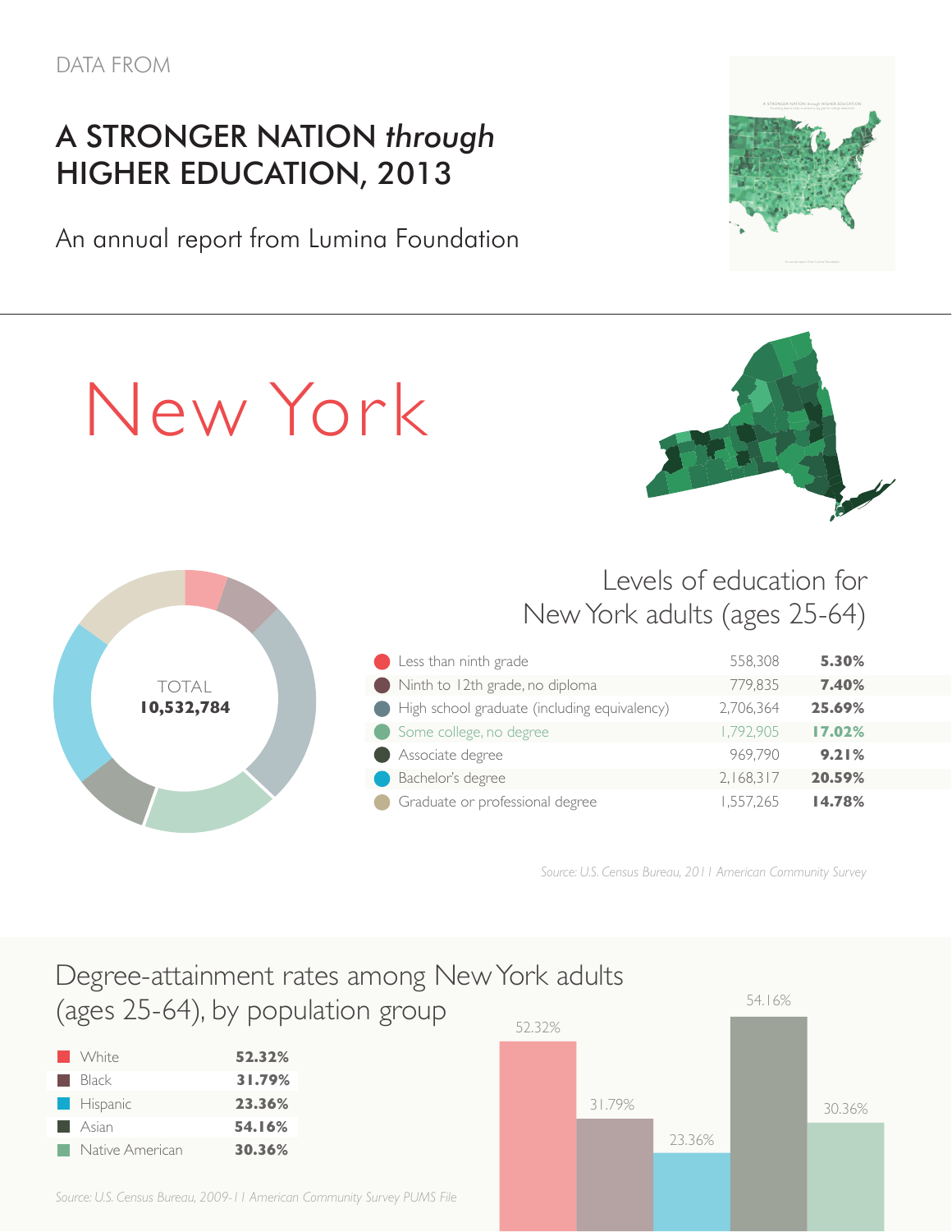DATA FROM

# A STRONGER NATION *through* HIGHER EDUCATION, 2013

An annual report from Lumina Foundation

# New York

TOTAL
**10,532,784**

## Levels of education for New York adults (ages 25-64)

| Level | Number | Percent |
| --- | --- | --- |
| Less than ninth grade | 558,308 | **5.30%** |
| Ninth to 12th grade, no diploma | 779,835 | **7.40%** |
| High school graduate (including equivalency) | 2,706,364 | **25.69%** |
| Some college, no degree | 1,792,905 | **17.02%** |
| Associate degree | 969,790 | **9.21%** |
| Bachelor's degree | 2,168,317 | **20.59%** |
| Graduate or professional degree | 1,557,265 | **14.78%** |

*Source: U.S. Census Bureau, 2011 American Community Survey*

## Degree-attainment rates among New York adults (ages 25-64), by population group

| Group | Rate |
| --- | --- |
| White | **52.32%** |
| Black | **31.79%** |
| Hispanic | **23.36%** |
| Asian | **54.16%** |
| Native American | **30.36%** |

*Source: U.S. Census Bureau, 2009-11 American Community Survey PUMS File*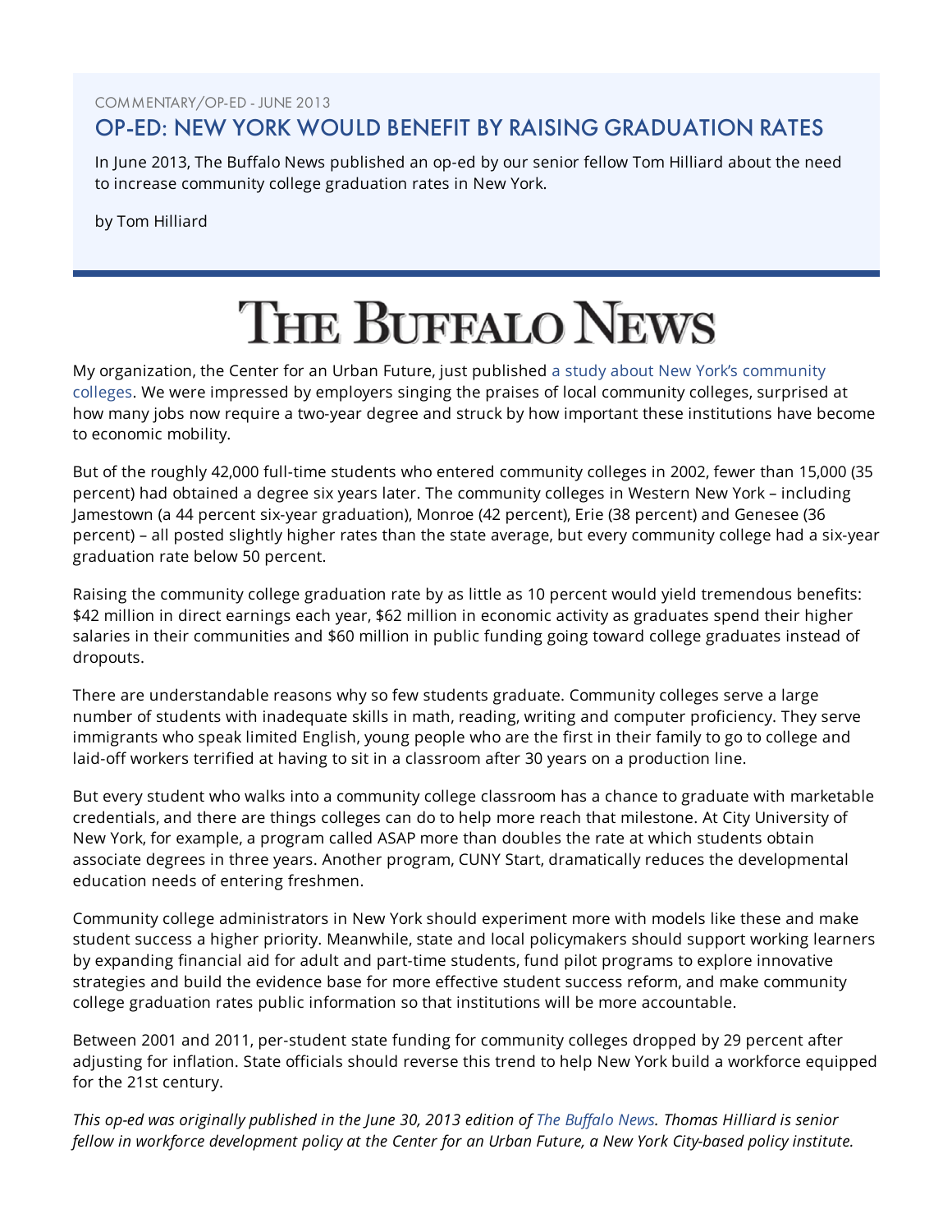COMMENTARY/OP-ED - JUNE 2013

## OP-ED: NEW YORK WOULD BENEFIT BY RAISING GRADUATION RATES

In June 2013, The Buffalo News published an op-ed by our senior fellow Tom Hilliard about the need to increase community college graduation rates in New York.

by Tom Hilliard

# THE BUFFALO NEWS

My organization, the Center for an Urban Future, just published a study about New York's community colleges. We were impressed by employers singing the praises of local community colleges, surprised at how many jobs now require a two-year degree and struck by how important these institutions have become to economic mobility.

But of the roughly 42,000 full-time students who entered community colleges in 2002, fewer than 15,000 (35 percent) had obtained a degree six years later. The community colleges in Western New York – including Jamestown (a 44 percent six-year graduation), Monroe (42 percent), Erie (38 percent) and Genesee (36 percent) – all posted slightly higher rates than the state average, but every community college had a six-year graduation rate below 50 percent.

Raising the community college graduation rate by as little as 10 percent would yield tremendous benefits: $42 million in direct earnings each year, $62 million in economic activity as graduates spend their higher salaries in their communities and $60 million in public funding going toward college graduates instead of dropouts.

There are understandable reasons why so few students graduate. Community colleges serve a large number of students with inadequate skills in math, reading, writing and computer proficiency. They serve immigrants who speak limited English, young people who are the first in their family to go to college and laid-off workers terrified at having to sit in a classroom after 30 years on a production line.

But every student who walks into a community college classroom has a chance to graduate with marketable credentials, and there are things colleges can do to help more reach that milestone. At City University of New York, for example, a program called ASAP more than doubles the rate at which students obtain associate degrees in three years. Another program, CUNY Start, dramatically reduces the developmental education needs of entering freshmen.

Community college administrators in New York should experiment more with models like these and make student success a higher priority. Meanwhile, state and local policymakers should support working learners by expanding financial aid for adult and part-time students, fund pilot programs to explore innovative strategies and build the evidence base for more effective student success reform, and make community college graduation rates public information so that institutions will be more accountable.

Between 2001 and 2011, per-student state funding for community colleges dropped by 29 percent after adjusting for inflation. State officials should reverse this trend to help New York build a workforce equipped for the 21st century.

*This op-ed was originally published in the June 30, 2013 edition of The Buffalo News. Thomas Hilliard is senior fellow in workforce development policy at the Center for an Urban Future, a New York City-based policy institute.*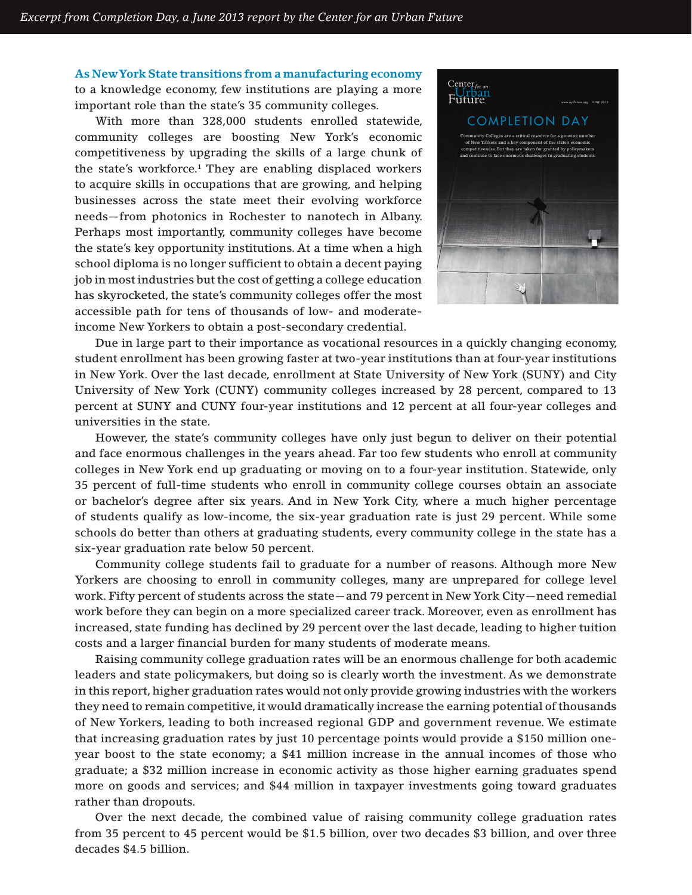*Excerpt from Completion Day, a June 2013 report by the Center for an Urban Future*

**As New York State transitions from a manufacturing economy** to a knowledge economy, few institutions are playing a more important role than the state's 35 community colleges.

With more than 328,000 students enrolled statewide, community colleges are boosting New York's economic competitiveness by upgrading the skills of a large chunk of the state's workforce.[1] They are enabling displaced workers to acquire skills in occupations that are growing, and helping businesses across the state meet their evolving workforce needs—from photonics in Rochester to nanotech in Albany. Perhaps most importantly, community colleges have become the state's key opportunity institutions. At a time when a high school diploma is no longer sufficient to obtain a decent paying job in most industries but the cost of getting a college education has skyrocketed, the state's community colleges offer the most accessible path for tens of thousands of low- and moderate-income New Yorkers to obtain a post-secondary credential.

Due in large part to their importance as vocational resources in a quickly changing economy, student enrollment has been growing faster at two-year institutions than at four-year institutions in New York. Over the last decade, enrollment at State University of New York (SUNY) and City University of New York (CUNY) community colleges increased by 28 percent, compared to 13 percent at SUNY and CUNY four-year institutions and 12 percent at all four-year colleges and universities in the state.

However, the state's community colleges have only just begun to deliver on their potential and face enormous challenges in the years ahead. Far too few students who enroll at community colleges in New York end up graduating or moving on to a four-year institution. Statewide, only 35 percent of full-time students who enroll in community college courses obtain an associate or bachelor's degree after six years. And in New York City, where a much higher percentage of students qualify as low-income, the six-year graduation rate is just 29 percent. While some schools do better than others at graduating students, every community college in the state has a six-year graduation rate below 50 percent.

Community college students fail to graduate for a number of reasons. Although more New Yorkers are choosing to enroll in community colleges, many are unprepared for college level work. Fifty percent of students across the state—and 79 percent in New York City—need remedial work before they can begin on a more specialized career track. Moreover, even as enrollment has increased, state funding has declined by 29 percent over the last decade, leading to higher tuition costs and a larger financial burden for many students of moderate means.

Raising community college graduation rates will be an enormous challenge for both academic leaders and state policymakers, but doing so is clearly worth the investment. As we demonstrate in this report, higher graduation rates would not only provide growing industries with the workers they need to remain competitive, it would dramatically increase the earning potential of thousands of New Yorkers, leading to both increased regional GDP and government revenue. We estimate that increasing graduation rates by just 10 percentage points would provide a $150 million one-year boost to the state economy; a $41 million increase in the annual incomes of those who graduate; a $32 million increase in economic activity as those higher earning graduates spend more on goods and services; and $44 million in taxpayer investments going toward graduates rather than dropouts.

Over the next decade, the combined value of raising community college graduation rates from 35 percent to 45 percent would be $1.5 billion, over two decades $3 billion, and over three decades $4.5 billion.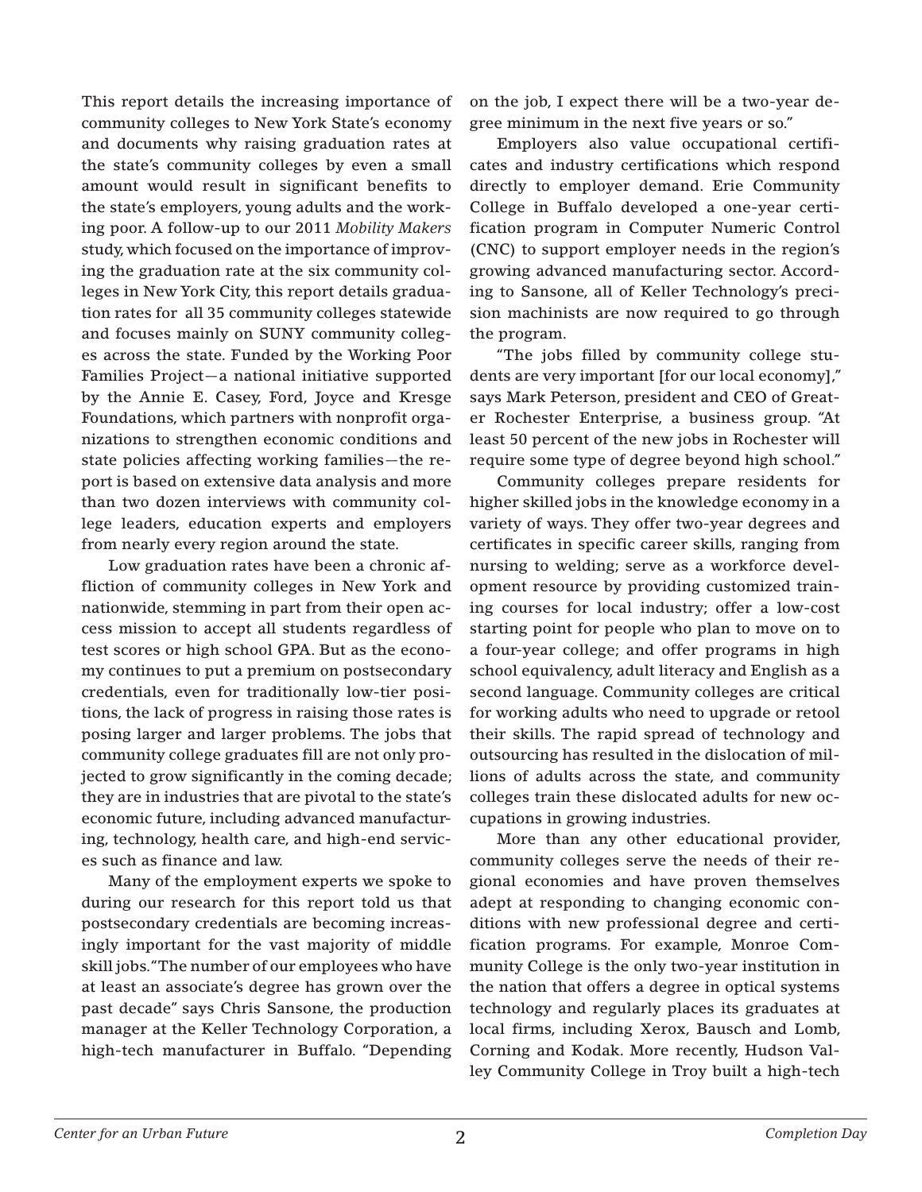This report details the increasing importance of community colleges to New York State's economy and documents why raising graduation rates at the state's community colleges by even a small amount would result in significant benefits to the state's employers, young adults and the working poor. A follow-up to our 2011 *Mobility Makers* study, which focused on the importance of improving the graduation rate at the six community colleges in New York City, this report details graduation rates for all 35 community colleges statewide and focuses mainly on SUNY community colleges across the state. Funded by the Working Poor Families Project—a national initiative supported by the Annie E. Casey, Ford, Joyce and Kresge Foundations, which partners with nonprofit organizations to strengthen economic conditions and state policies affecting working families—the report is based on extensive data analysis and more than two dozen interviews with community college leaders, education experts and employers from nearly every region around the state.

Low graduation rates have been a chronic affliction of community colleges in New York and nationwide, stemming in part from their open access mission to accept all students regardless of test scores or high school GPA. But as the economy continues to put a premium on postsecondary credentials, even for traditionally low-tier positions, the lack of progress in raising those rates is posing larger and larger problems. The jobs that community college graduates fill are not only projected to grow significantly in the coming decade; they are in industries that are pivotal to the state's economic future, including advanced manufacturing, technology, health care, and high-end services such as finance and law.

Many of the employment experts we spoke to during our research for this report told us that postsecondary credentials are becoming increasingly important for the vast majority of middle skill jobs. "The number of our employees who have at least an associate's degree has grown over the past decade" says Chris Sansone, the production manager at the Keller Technology Corporation, a high-tech manufacturer in Buffalo. "Depending on the job, I expect there will be a two-year degree minimum in the next five years or so."

Employers also value occupational certificates and industry certifications which respond directly to employer demand. Erie Community College in Buffalo developed a one-year certification program in Computer Numeric Control (CNC) to support employer needs in the region's growing advanced manufacturing sector. According to Sansone, all of Keller Technology's precision machinists are now required to go through the program.

"The jobs filled by community college students are very important [for our local economy]," says Mark Peterson, president and CEO of Greater Rochester Enterprise, a business group. "At least 50 percent of the new jobs in Rochester will require some type of degree beyond high school."

Community colleges prepare residents for higher skilled jobs in the knowledge economy in a variety of ways. They offer two-year degrees and certificates in specific career skills, ranging from nursing to welding; serve as a workforce development resource by providing customized training courses for local industry; offer a low-cost starting point for people who plan to move on to a four-year college; and offer programs in high school equivalency, adult literacy and English as a second language. Community colleges are critical for working adults who need to upgrade or retool their skills. The rapid spread of technology and outsourcing has resulted in the dislocation of millions of adults across the state, and community colleges train these dislocated adults for new occupations in growing industries.

More than any other educational provider, community colleges serve the needs of their regional economies and have proven themselves adept at responding to changing economic conditions with new professional degree and certification programs. For example, Monroe Community College is the only two-year institution in the nation that offers a degree in optical systems technology and regularly places its graduates at local firms, including Xerox, Bausch and Lomb, Corning and Kodak. More recently, Hudson Valley Community College in Troy built a high-tech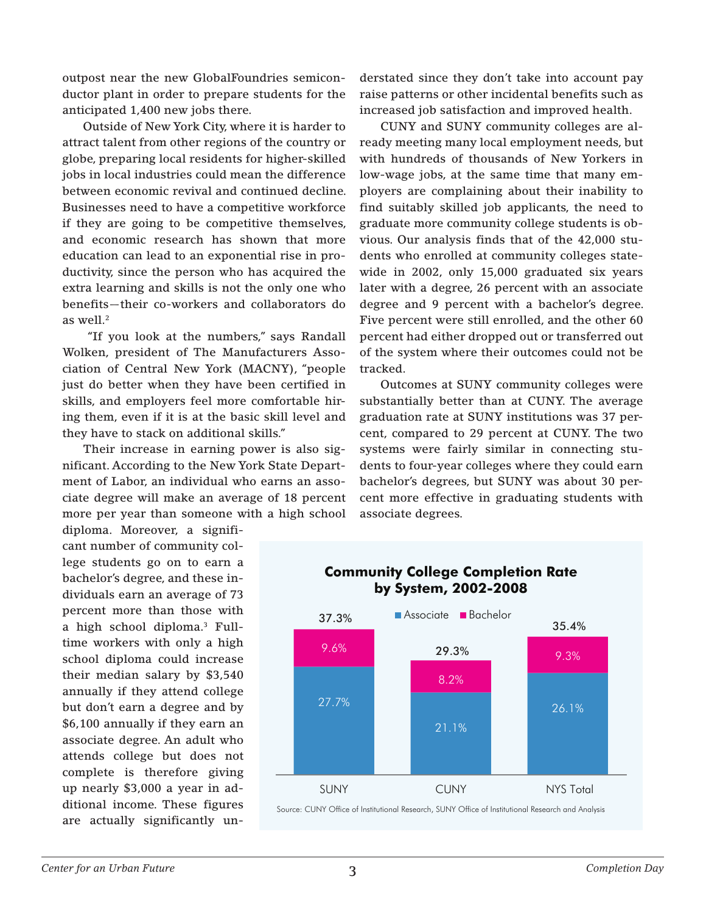outpost near the new GlobalFoundries semiconductor plant in order to prepare students for the anticipated 1,400 new jobs there.

Outside of New York City, where it is harder to attract talent from other regions of the country or globe, preparing local residents for higher-skilled jobs in local industries could mean the difference between economic revival and continued decline. Businesses need to have a competitive workforce if they are going to be competitive themselves, and economic research has shown that more education can lead to an exponential rise in productivity, since the person who has acquired the extra learning and skills is not the only one who benefits—their co-workers and collaborators do as well.[2]

"If you look at the numbers," says Randall Wolken, president of The Manufacturers Association of Central New York (MACNY), "people just do better when they have been certified in skills, and employers feel more comfortable hiring them, even if it is at the basic skill level and they have to stack on additional skills."

Their increase in earning power is also significant. According to the New York State Department of Labor, an individual who earns an associate degree will make an average of 18 percent more per year than someone with a high school diploma. Moreover, a significant number of community college students go on to earn a bachelor's degree, and these individuals earn an average of 73 percent more than those with a high school diploma.[3] Full-time workers with only a high school diploma could increase their median salary by $3,540 annually if they attend college but don't earn a degree and by $6,100 annually if they earn an associate degree. An adult who attends college but does not complete is therefore giving up nearly $3,000 a year in additional income. These figures are actually significantly understated since they don't take into account pay raise patterns or other incidental benefits such as increased job satisfaction and improved health.

CUNY and SUNY community colleges are already meeting many local employment needs, but with hundreds of thousands of New Yorkers in low-wage jobs, at the same time that many employers are complaining about their inability to find suitably skilled job applicants, the need to graduate more community college students is obvious. Our analysis finds that of the 42,000 students who enrolled at community colleges statewide in 2002, only 15,000 graduated six years later with a degree, 26 percent with an associate degree and 9 percent with a bachelor's degree. Five percent were still enrolled, and the other 60 percent had either dropped out or transferred out of the system where their outcomes could not be tracked.

Outcomes at SUNY community colleges were substantially better than at CUNY. The average graduation rate at SUNY institutions was 37 percent, compared to 29 percent at CUNY. The two systems were fairly similar in connecting students to four-year colleges where they could earn bachelor's degrees, but SUNY was about 30 percent more effective in graduating students with associate degrees.

**Community College Completion Rate by System, 2002-2008**

| System | Associate | Bachelor | Total |
|---|---|---|---|
| SUNY | 27.7% | 9.6% | 37.3% |
| CUNY | 21.1% | 8.2% | 29.3% |
| NYS Total | 26.1% | 9.3% | 35.4% |

Source: CUNY Office of Institutional Research, SUNY Office of Institutional Research and Analysis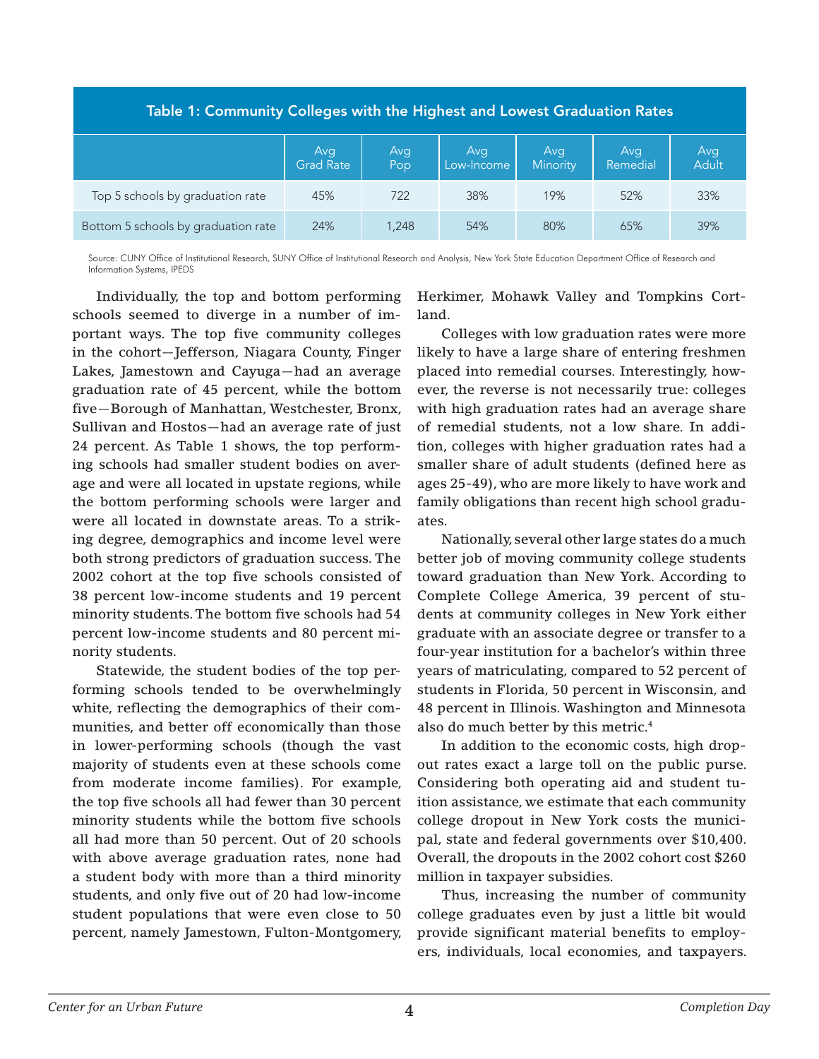**Table 1: Community Colleges with the Highest and Lowest Graduation Rates**

| | Avg Grad Rate | Avg Pop | Avg Low-Income | Avg Minority | Avg Remedial | Avg Adult |
|---|---|---|---|---|---|---|
| Top 5 schools by graduation rate | 45% | 722 | 38% | 19% | 52% | 33% |
| Bottom 5 schools by graduation rate | 24% | 1,248 | 54% | 80% | 65% | 39% |

Source: CUNY Office of Institutional Research, SUNY Office of Institutional Research and Analysis, New York State Education Department Office of Research and Information Systems, IPEDS

Individually, the top and bottom performing schools seemed to diverge in a number of important ways. The top five community colleges in the cohort—Jefferson, Niagara County, Finger Lakes, Jamestown and Cayuga—had an average graduation rate of 45 percent, while the bottom five—Borough of Manhattan, Westchester, Bronx, Sullivan and Hostos—had an average rate of just 24 percent. As Table 1 shows, the top performing schools had smaller student bodies on average and were all located in upstate regions, while the bottom performing schools were larger and were all located in downstate areas. To a striking degree, demographics and income level were both strong predictors of graduation success. The 2002 cohort at the top five schools consisted of 38 percent low-income students and 19 percent minority students. The bottom five schools had 54 percent low-income students and 80 percent minority students.

Statewide, the student bodies of the top performing schools tended to be overwhelmingly white, reflecting the demographics of their communities, and better off economically than those in lower-performing schools (though the vast majority of students even at these schools come from moderate income families). For example, the top five schools all had fewer than 30 percent minority students while the bottom five schools all had more than 50 percent. Out of 20 schools with above average graduation rates, none had a student body with more than a third minority students, and only five out of 20 had low-income student populations that were even close to 50 percent, namely Jamestown, Fulton-Montgomery, Herkimer, Mohawk Valley and Tompkins Cortland.

Colleges with low graduation rates were more likely to have a large share of entering freshmen placed into remedial courses. Interestingly, however, the reverse is not necessarily true: colleges with high graduation rates had an average share of remedial students, not a low share. In addition, colleges with higher graduation rates had a smaller share of adult students (defined here as ages 25-49), who are more likely to have work and family obligations than recent high school graduates.

Nationally, several other large states do a much better job of moving community college students toward graduation than New York. According to Complete College America, 39 percent of students at community colleges in New York either graduate with an associate degree or transfer to a four-year institution for a bachelor's within three years of matriculating, compared to 52 percent of students in Florida, 50 percent in Wisconsin, and 48 percent in Illinois. Washington and Minnesota also do much better by this metric.[4]

In addition to the economic costs, high dropout rates exact a large toll on the public purse. Considering both operating aid and student tuition assistance, we estimate that each community college dropout in New York costs the municipal, state and federal governments over $10,400. Overall, the dropouts in the 2002 cohort cost $260 million in taxpayer subsidies.

Thus, increasing the number of community college graduates even by just a little bit would provide significant material benefits to employers, individuals, local economies, and taxpayers.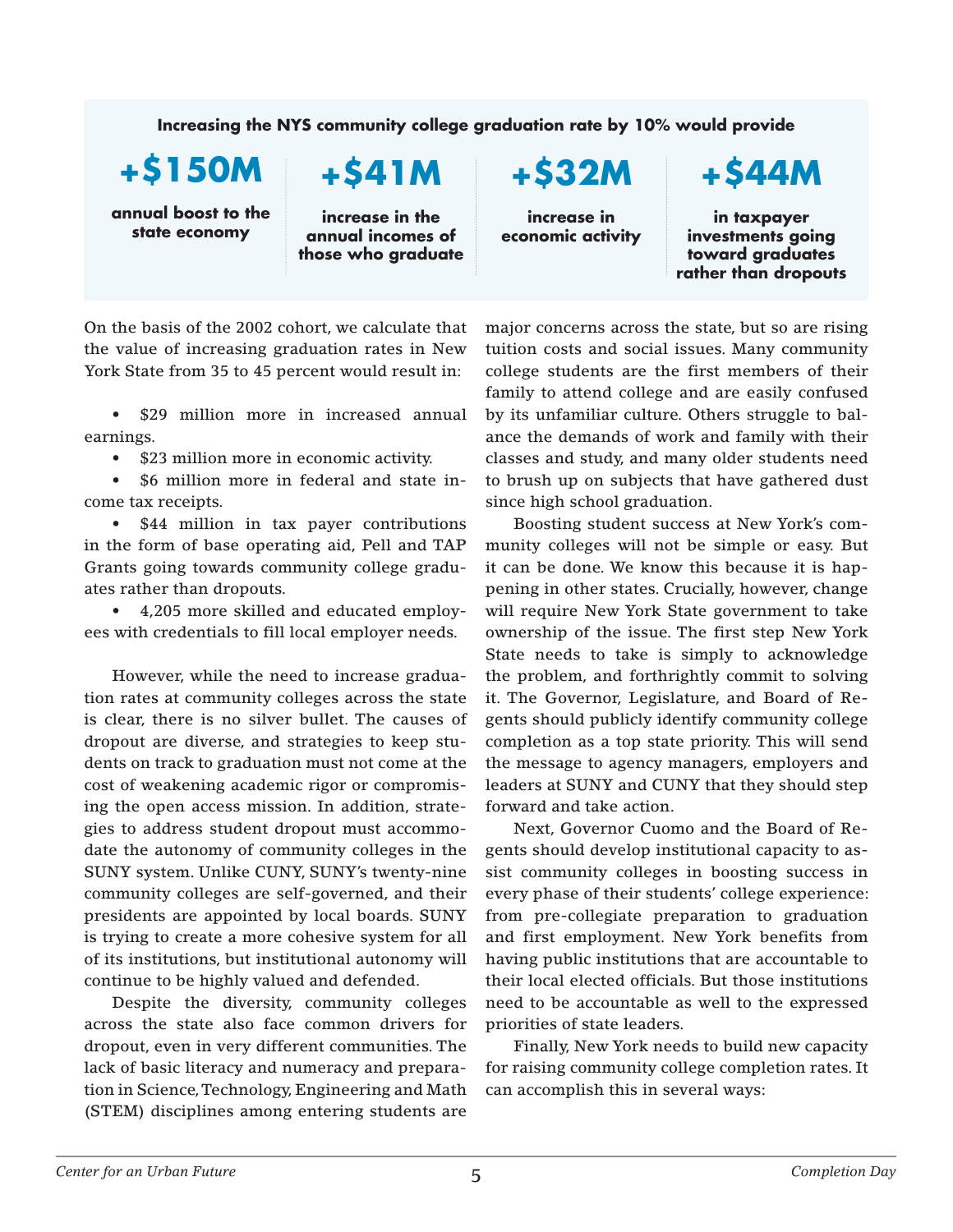**Increasing the NYS community college graduation rate by 10% would provide**

| +$150M | +$41M | +$32M | +$44M |
|---|---|---|---|
| annual boost to the state economy | increase in the annual incomes of those who graduate | increase in economic activity | in taxpayer investments going toward graduates rather than dropouts |

On the basis of the 2002 cohort, we calculate that the value of increasing graduation rates in New York State from 35 to 45 percent would result in:

- $29 million more in increased annual earnings.
- $23 million more in economic activity.
- $6 million more in federal and state income tax receipts.
- $44 million in tax payer contributions in the form of base operating aid, Pell and TAP Grants going towards community college graduates rather than dropouts.
- 4,205 more skilled and educated employees with credentials to fill local employer needs.

However, while the need to increase graduation rates at community colleges across the state is clear, there is no silver bullet. The causes of dropout are diverse, and strategies to keep students on track to graduation must not come at the cost of weakening academic rigor or compromising the open access mission. In addition, strategies to address student dropout must accommodate the autonomy of community colleges in the SUNY system. Unlike CUNY, SUNY's twenty-nine community colleges are self-governed, and their presidents are appointed by local boards. SUNY is trying to create a more cohesive system for all of its institutions, but institutional autonomy will continue to be highly valued and defended.

Despite the diversity, community colleges across the state also face common drivers for dropout, even in very different communities. The lack of basic literacy and numeracy and preparation in Science, Technology, Engineering and Math (STEM) disciplines among entering students are major concerns across the state, but so are rising tuition costs and social issues. Many community college students are the first members of their family to attend college and are easily confused by its unfamiliar culture. Others struggle to balance the demands of work and family with their classes and study, and many older students need to brush up on subjects that have gathered dust since high school graduation.

Boosting student success at New York's community colleges will not be simple or easy. But it can be done. We know this because it is happening in other states. Crucially, however, change will require New York State government to take ownership of the issue. The first step New York State needs to take is simply to acknowledge the problem, and forthrightly commit to solving it. The Governor, Legislature, and Board of Regents should publicly identify community college completion as a top state priority. This will send the message to agency managers, employers and leaders at SUNY and CUNY that they should step forward and take action.

Next, Governor Cuomo and the Board of Regents should develop institutional capacity to assist community colleges in boosting success in every phase of their students' college experience: from pre-collegiate preparation to graduation and first employment. New York benefits from having public institutions that are accountable to their local elected officials. But those institutions need to be accountable as well to the expressed priorities of state leaders.

Finally, New York needs to build new capacity for raising community college completion rates. It can accomplish this in several ways: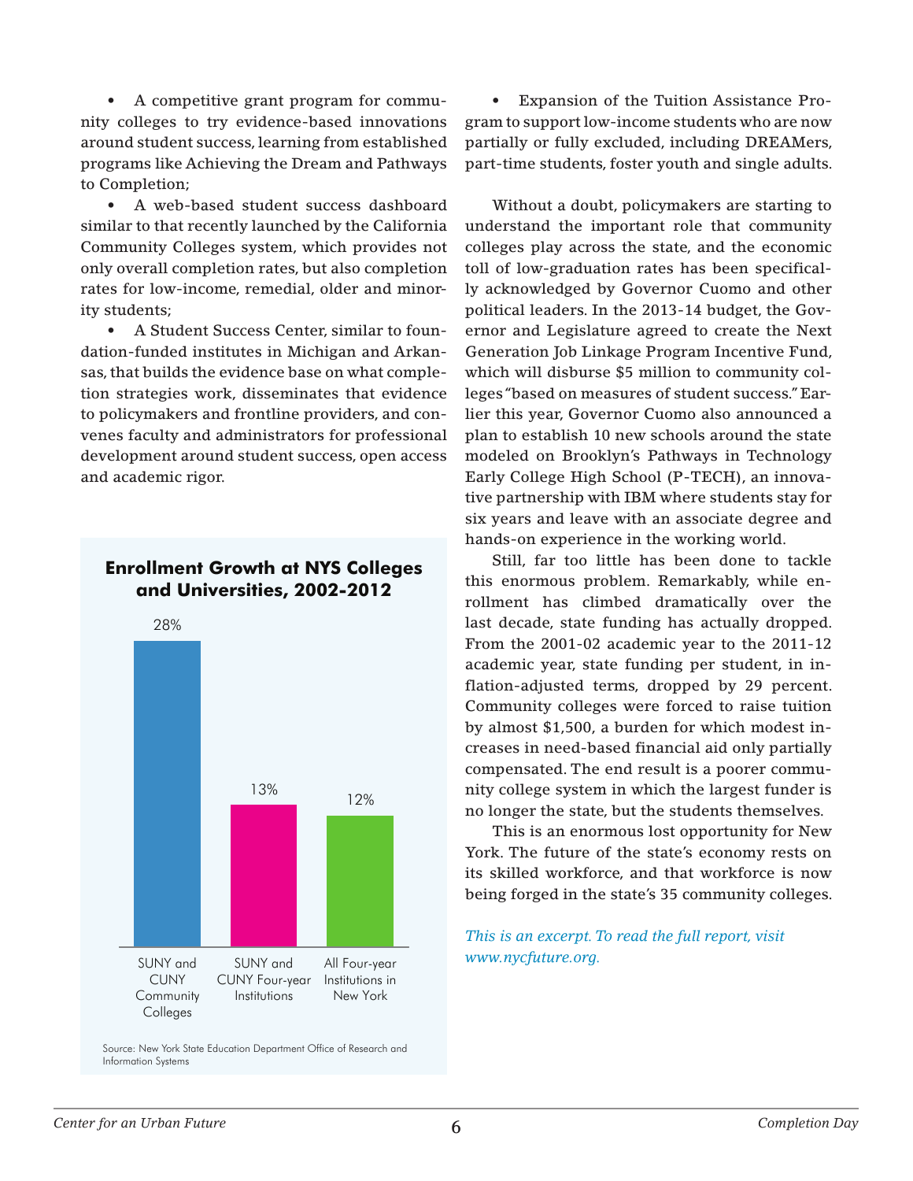- A competitive grant program for community colleges to try evidence-based innovations around student success, learning from established programs like Achieving the Dream and Pathways to Completion;
- A web-based student success dashboard similar to that recently launched by the California Community Colleges system, which provides not only overall completion rates, but also completion rates for low-income, remedial, older and minority students;
- A Student Success Center, similar to foundation-funded institutes in Michigan and Arkansas, that builds the evidence base on what completion strategies work, disseminates that evidence to policymakers and frontline providers, and convenes faculty and administrators for professional development around student success, open access and academic rigor.

**Enrollment Growth at NYS Colleges and Universities, 2002-2012**

28%
13%
12%

SUNY and CUNY Community Colleges
SUNY and CUNY Four-year Institutions
All Four-year Institutions in New York

Source: New York State Education Department Office of Research and Information Systems

- Expansion of the Tuition Assistance Program to support low-income students who are now partially or fully excluded, including DREAMers, part-time students, foster youth and single adults.

Without a doubt, policymakers are starting to understand the important role that community colleges play across the state, and the economic toll of low-graduation rates has been specifically acknowledged by Governor Cuomo and other political leaders. In the 2013-14 budget, the Governor and Legislature agreed to create the Next Generation Job Linkage Program Incentive Fund, which will disburse $5 million to community colleges "based on measures of student success." Earlier this year, Governor Cuomo also announced a plan to establish 10 new schools around the state modeled on Brooklyn's Pathways in Technology Early College High School (P-TECH), an innovative partnership with IBM where students stay for six years and leave with an associate degree and hands-on experience in the working world.

Still, far too little has been done to tackle this enormous problem. Remarkably, while enrollment has climbed dramatically over the last decade, state funding has actually dropped. From the 2001-02 academic year to the 2011-12 academic year, state funding per student, in inflation-adjusted terms, dropped by 29 percent. Community colleges were forced to raise tuition by almost $1,500, a burden for which modest increases in need-based financial aid only partially compensated. The end result is a poorer community college system in which the largest funder is no longer the state, but the students themselves.

This is an enormous lost opportunity for New York. The future of the state's economy rests on its skilled workforce, and that workforce is now being forged in the state's 35 community colleges.

*This is an excerpt. To read the full report, visit www.nycfuture.org.*